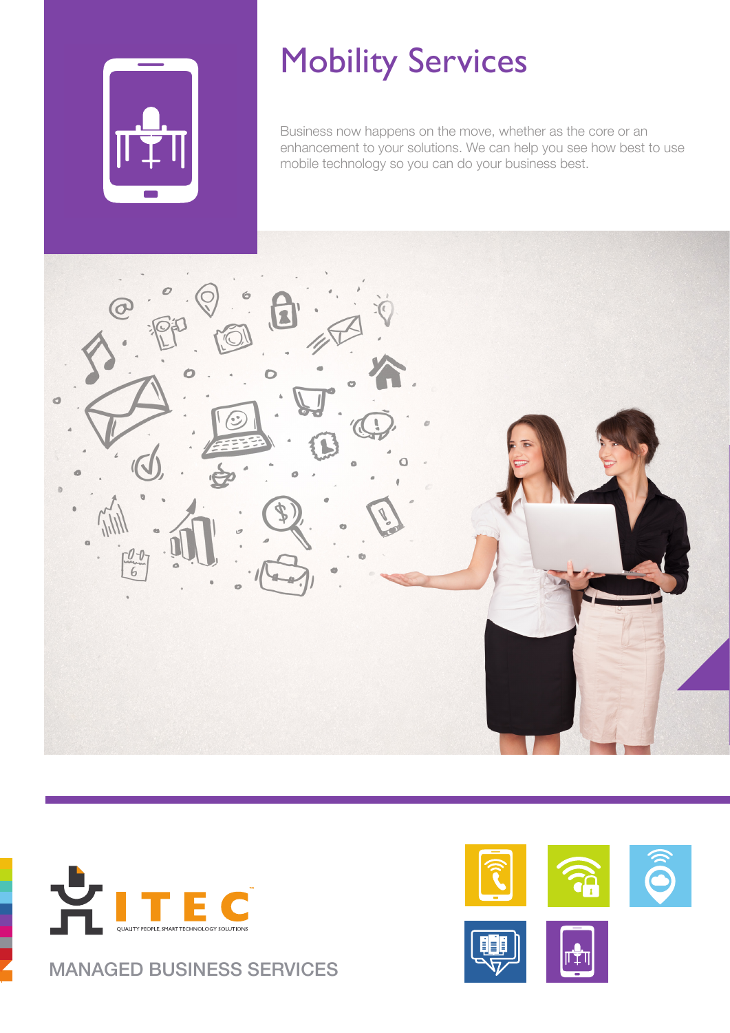# Mobility Services

Business now happens on the move, whether as the core or an enhancement to your solutions. We can help you see how best to use mobile technology so you can do your business best.

ITEC

QUALITY PEOPLE, SMART TECHNOLOGY SOLUTIONS

MANAGED BUSINESS SERVICES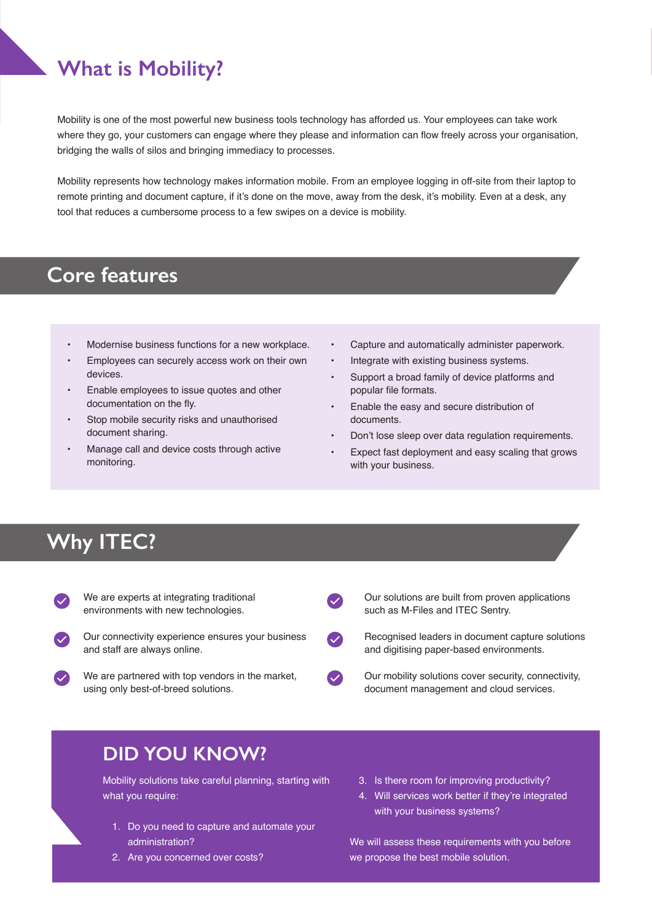# What is Mobility?

Mobility is one of the most powerful new business tools technology has afforded us. Your employees can take work where they go, your customers can engage where they please and information can flow freely across your organisation, bridging the walls of silos and bringing immediacy to processes.

Mobility represents how technology makes information mobile. From an employee logging in off-site from their laptop to remote printing and document capture, if it's done on the move, away from the desk, it's mobility. Even at a desk, any tool that reduces a cumbersome process to a few swipes on a device is mobility.

## Core features

- Modernise business functions for a new workplace.
- Employees can securely access work on their own devices.
- Enable employees to issue quotes and other documentation on the fly.
- Stop mobile security risks and unauthorised document sharing.
- Manage call and device costs through active monitoring.
- Capture and automatically administer paperwork.
- Integrate with existing business systems.
- Support a broad family of device platforms and popular file formats.
- Enable the easy and secure distribution of documents.
- Don't lose sleep over data regulation requirements.
- Expect fast deployment and easy scaling that grows with your business.

## Why ITEC?

- We are experts at integrating traditional environments with new technologies.
- Our connectivity experience ensures your business and staff are always online.
- We are partnered with top vendors in the market, using only best-of-breed solutions.
- Our solutions are built from proven applications such as M-Files and ITEC Sentry.
- Recognised leaders in document capture solutions and digitising paper-based environments.
- Our mobility solutions cover security, connectivity, document management and cloud services.

## DID YOU KNOW?

Mobility solutions take careful planning, starting with what you require:

1. Do you need to capture and automate your administration?
2. Are you concerned over costs?
3. Is there room for improving productivity?
4. Will services work better if they're integrated with your business systems?

We will assess these requirements with you before we propose the best mobile solution.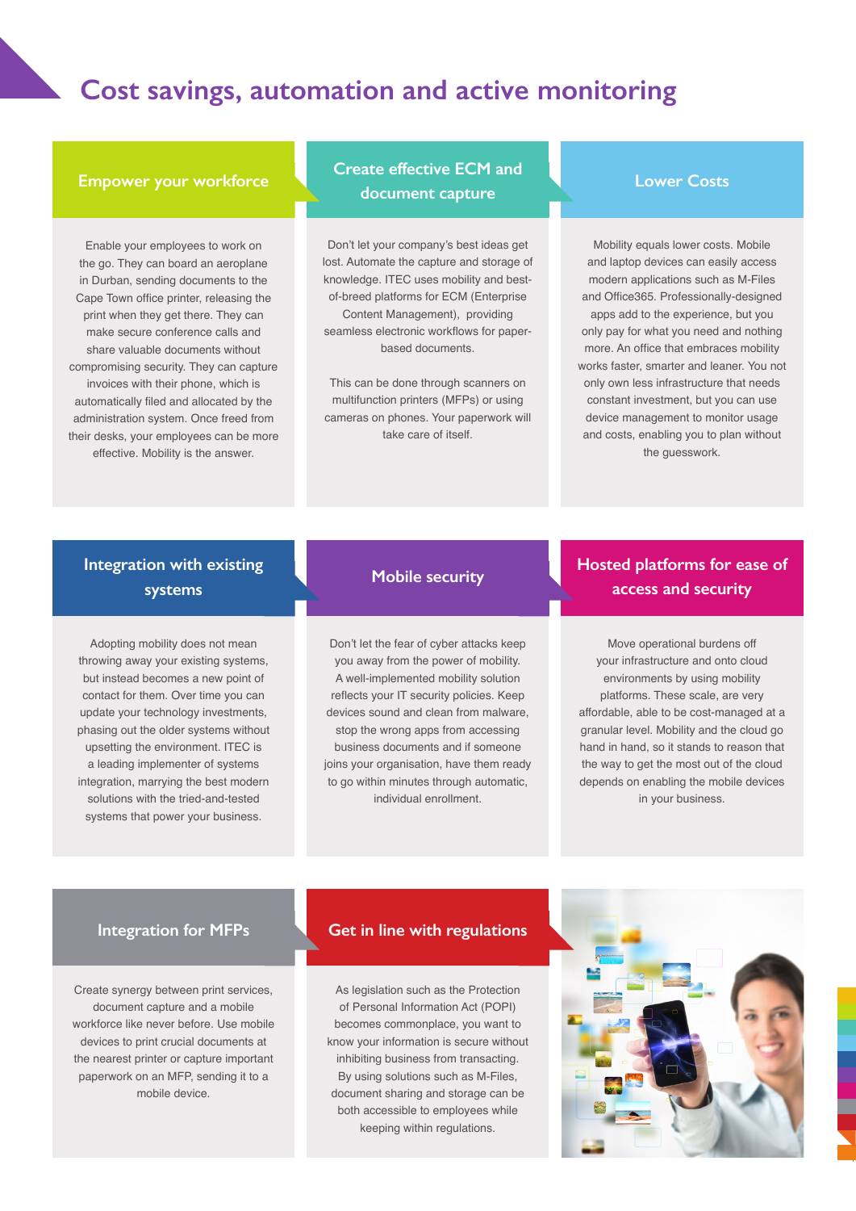# Cost savings, automation and active monitoring

## Empower your workforce

Enable your employees to work on the go. They can board an aeroplane in Durban, sending documents to the Cape Town office printer, releasing the print when they get there. They can make secure conference calls and share valuable documents without compromising security. They can capture invoices with their phone, which is automatically filed and allocated by the administration system. Once freed from their desks, your employees can be more effective. Mobility is the answer.

## Create effective ECM and document capture

Don't let your company's best ideas get lost. Automate the capture and storage of knowledge. ITEC uses mobility and best-of-breed platforms for ECM (Enterprise Content Management), providing seamless electronic workflows for paper-based documents.

This can be done through scanners on multifunction printers (MFPs) or using cameras on phones. Your paperwork will take care of itself.

## Lower Costs

Mobility equals lower costs. Mobile and laptop devices can easily access modern applications such as M-Files and Office365. Professionally-designed apps add to the experience, but you only pay for what you need and nothing more. An office that embraces mobility works faster, smarter and leaner. You not only own less infrastructure that needs constant investment, but you can use device management to monitor usage and costs, enabling you to plan without the guesswork.

## Integration with existing systems

Adopting mobility does not mean throwing away your existing systems, but instead becomes a new point of contact for them. Over time you can update your technology investments, phasing out the older systems without upsetting the environment. ITEC is a leading implementer of systems integration, marrying the best modern solutions with the tried-and-tested systems that power your business.

## Mobile security

Don't let the fear of cyber attacks keep you away from the power of mobility. A well-implemented mobility solution reflects your IT security policies. Keep devices sound and clean from malware, stop the wrong apps from accessing business documents and if someone joins your organisation, have them ready to go within minutes through automatic, individual enrollment.

## Hosted platforms for ease of access and security

Move operational burdens off your infrastructure and onto cloud environments by using mobility platforms. These scale, are very affordable, able to be cost-managed at a granular level. Mobility and the cloud go hand in hand, so it stands to reason that the way to get the most out of the cloud depends on enabling the mobile devices in your business.

## Integration for MFPs

Create synergy between print services, document capture and a mobile workforce like never before. Use mobile devices to print crucial documents at the nearest printer or capture important paperwork on an MFP, sending it to a mobile device.

## Get in line with regulations

As legislation such as the Protection of Personal Information Act (POPI) becomes commonplace, you want to know your information is secure without inhibiting business from transacting. By using solutions such as M-Files, document sharing and storage can be both accessible to employees while keeping within regulations.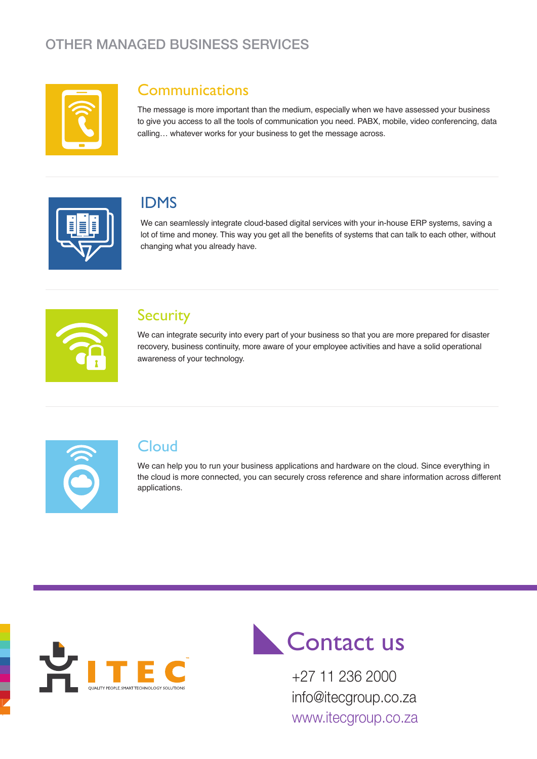## OTHER MANAGED BUSINESS SERVICES

### Communications

The message is more important than the medium, especially when we have assessed your business to give you access to all the tools of communication you need. PABX, mobile, video conferencing, data calling… whatever works for your business to get the message across.

### IDMS

We can seamlessly integrate cloud-based digital services with your in-house ERP systems, saving a lot of time and money. This way you get all the benefits of systems that can talk to each other, without changing what you already have.

### Security

We can integrate security into every part of your business so that you are more prepared for disaster recovery, business continuity, more aware of your employee activities and have a solid operational awareness of your technology.

### Cloud

We can help you to run your business applications and hardware on the cloud. Since everything in the cloud is more connected, you can securely cross reference and share information across different applications.

ITEC™

QUALITY PEOPLE. SMART TECHNOLOGY SOLUTIONS

## Contact us

+27 11 236 2000

info@itecgroup.co.za

www.itecgroup.co.za